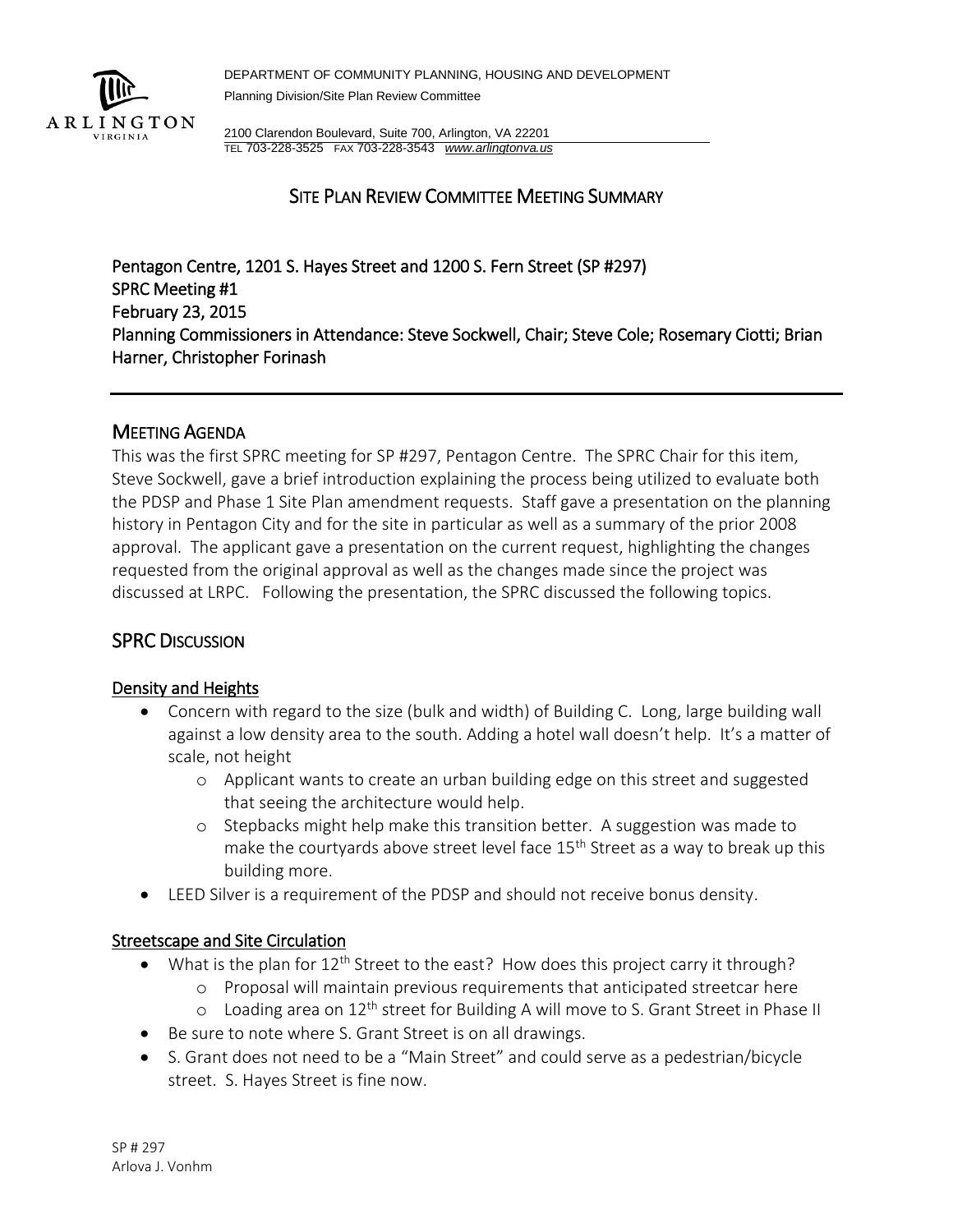DEPARTMENT OF COMMUNITY PLANNING, HOUSING AND DEVELOPMENT

Planning Division/Site Plan Review Committee

2100 Clarendon Boulevard, Suite 700, Arlington, VA 22201
TEL 703-228-3525 FAX 703-228-3543 *www.arlingtonva.us*

# SITE PLAN REVIEW COMMITTEE MEETING SUMMARY

**Pentagon Centre, 1201 S. Hayes Street and 1200 S. Fern Street (SP #297)**
**SPRC Meeting #1**
**February 23, 2015**
**Planning Commissioners in Attendance: Steve Sockwell, Chair; Steve Cole; Rosemary Ciotti; Brian Harner, Christopher Forinash**

---

## MEETING AGENDA

This was the first SPRC meeting for SP #297, Pentagon Centre. The SPRC Chair for this item, Steve Sockwell, gave a brief introduction explaining the process being utilized to evaluate both the PDSP and Phase 1 Site Plan amendment requests. Staff gave a presentation on the planning history in Pentagon City and for the site in particular as well as a summary of the prior 2008 approval. The applicant gave a presentation on the current request, highlighting the changes requested from the original approval as well as the changes made since the project was discussed at LRPC. Following the presentation, the SPRC discussed the following topics.

## SPRC DISCUSSION

### Density and Heights

- Concern with regard to the size (bulk and width) of Building C. Long, large building wall against a low density area to the south. Adding a hotel wall doesn't help. It's a matter of scale, not height
  - Applicant wants to create an urban building edge on this street and suggested that seeing the architecture would help.
  - Stepbacks might help make this transition better. A suggestion was made to make the courtyards above street level face 15th Street as a way to break up this building more.
- LEED Silver is a requirement of the PDSP and should not receive bonus density.

### Streetscape and Site Circulation

- What is the plan for 12th Street to the east? How does this project carry it through?
  - Proposal will maintain previous requirements that anticipated streetcar here
  - Loading area on 12th street for Building A will move to S. Grant Street in Phase II
- Be sure to note where S. Grant Street is on all drawings.
- S. Grant does not need to be a "Main Street" and could serve as a pedestrian/bicycle street. S. Hayes Street is fine now.

SP # 297
Arlova J. Vonhm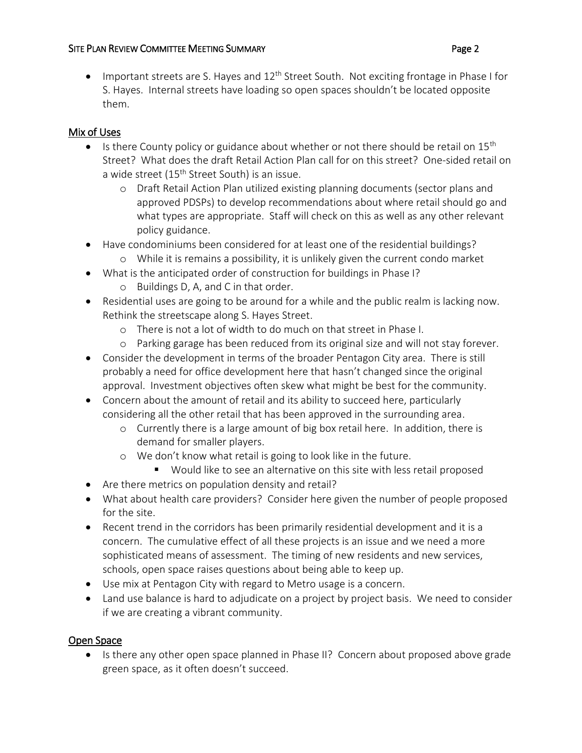- Important streets are S. Hayes and 12th Street South. Not exciting frontage in Phase I for S. Hayes. Internal streets have loading so open spaces shouldn't be located opposite them.

## Mix of Uses

- Is there County policy or guidance about whether or not there should be retail on 15th Street? What does the draft Retail Action Plan call for on this street? One-sided retail on a wide street (15th Street South) is an issue.
  - Draft Retail Action Plan utilized existing planning documents (sector plans and approved PDSPs) to develop recommendations about where retail should go and what types are appropriate. Staff will check on this as well as any other relevant policy guidance.
- Have condominiums been considered for at least one of the residential buildings?
  - While it is remains a possibility, it is unlikely given the current condo market
- What is the anticipated order of construction for buildings in Phase I?
  - Buildings D, A, and C in that order.
- Residential uses are going to be around for a while and the public realm is lacking now. Rethink the streetscape along S. Hayes Street.
  - There is not a lot of width to do much on that street in Phase I.
  - Parking garage has been reduced from its original size and will not stay forever.
- Consider the development in terms of the broader Pentagon City area. There is still probably a need for office development here that hasn't changed since the original approval. Investment objectives often skew what might be best for the community.
- Concern about the amount of retail and its ability to succeed here, particularly considering all the other retail that has been approved in the surrounding area.
  - Currently there is a large amount of big box retail here. In addition, there is demand for smaller players.
  - We don't know what retail is going to look like in the future.
    - Would like to see an alternative on this site with less retail proposed
- Are there metrics on population density and retail?
- What about health care providers? Consider here given the number of people proposed for the site.
- Recent trend in the corridors has been primarily residential development and it is a concern. The cumulative effect of all these projects is an issue and we need a more sophisticated means of assessment. The timing of new residents and new services, schools, open space raises questions about being able to keep up.
- Use mix at Pentagon City with regard to Metro usage is a concern.
- Land use balance is hard to adjudicate on a project by project basis. We need to consider if we are creating a vibrant community.

## Open Space

- Is there any other open space planned in Phase II? Concern about proposed above grade green space, as it often doesn't succeed.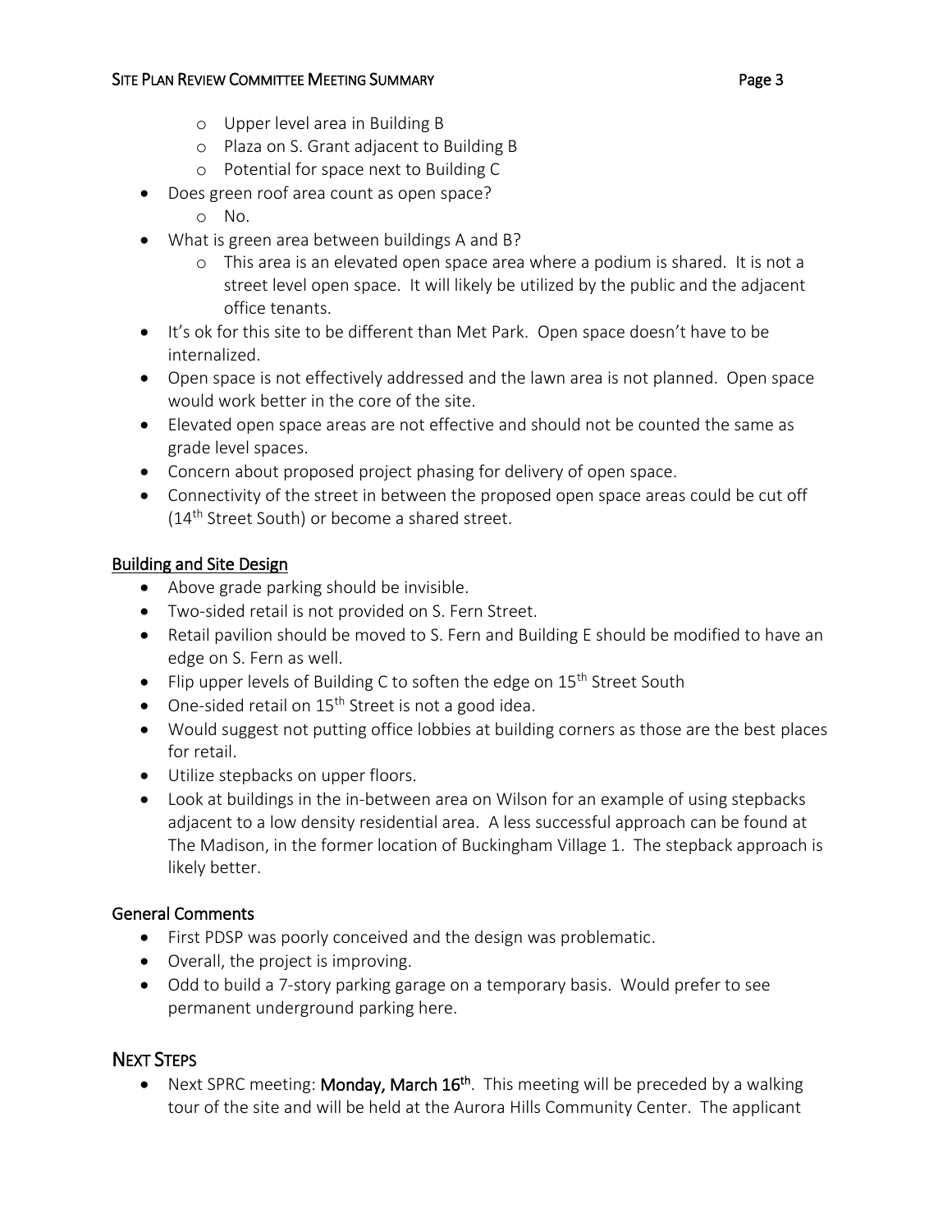- Upper level area in Building B
    - Plaza on S. Grant adjacent to Building B
    - Potential for space next to Building C
- Does green roof area count as open space?
    - No.
- What is green area between buildings A and B?
    - This area is an elevated open space area where a podium is shared. It is not a street level open space. It will likely be utilized by the public and the adjacent office tenants.
- It's ok for this site to be different than Met Park. Open space doesn't have to be internalized.
- Open space is not effectively addressed and the lawn area is not planned. Open space would work better in the core of the site.
- Elevated open space areas are not effective and should not be counted the same as grade level spaces.
- Concern about proposed project phasing for delivery of open space.
- Connectivity of the street in between the proposed open space areas could be cut off (14th Street South) or become a shared street.

### Building and Site Design

- Above grade parking should be invisible.
- Two-sided retail is not provided on S. Fern Street.
- Retail pavilion should be moved to S. Fern and Building E should be modified to have an edge on S. Fern as well.
- Flip upper levels of Building C to soften the edge on 15th Street South
- One-sided retail on 15th Street is not a good idea.
- Would suggest not putting office lobbies at building corners as those are the best places for retail.
- Utilize stepbacks on upper floors.
- Look at buildings in the in-between area on Wilson for an example of using stepbacks adjacent to a low density residential area. A less successful approach can be found at The Madison, in the former location of Buckingham Village 1. The stepback approach is likely better.

### General Comments

- First PDSP was poorly conceived and the design was problematic.
- Overall, the project is improving.
- Odd to build a 7-story parking garage on a temporary basis. Would prefer to see permanent underground parking here.

## Next Steps

- Next SPRC meeting: **Monday, March 16th**. This meeting will be preceded by a walking tour of the site and will be held at the Aurora Hills Community Center. The applicant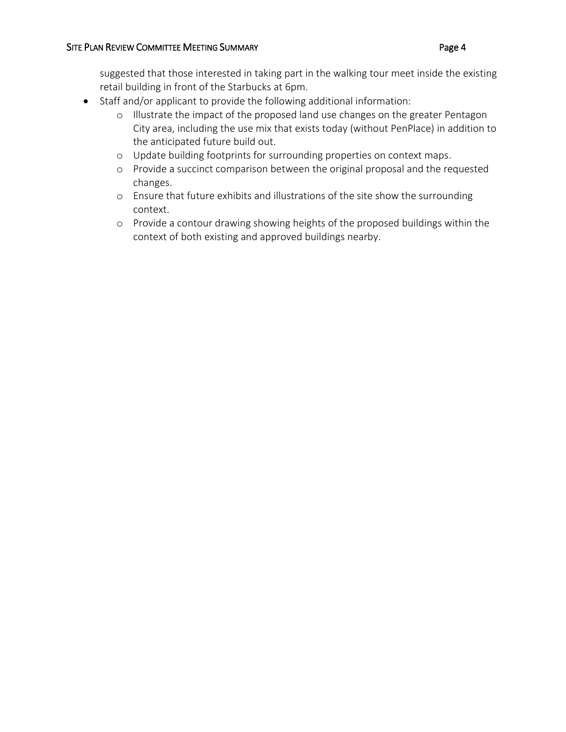suggested that those interested in taking part in the walking tour meet inside the existing retail building in front of the Starbucks at 6pm.

- Staff and/or applicant to provide the following additional information:
  - Illustrate the impact of the proposed land use changes on the greater Pentagon City area, including the use mix that exists today (without PenPlace) in addition to the anticipated future build out.
  - Update building footprints for surrounding properties on context maps.
  - Provide a succinct comparison between the original proposal and the requested changes.
  - Ensure that future exhibits and illustrations of the site show the surrounding context.
  - Provide a contour drawing showing heights of the proposed buildings within the context of both existing and approved buildings nearby.